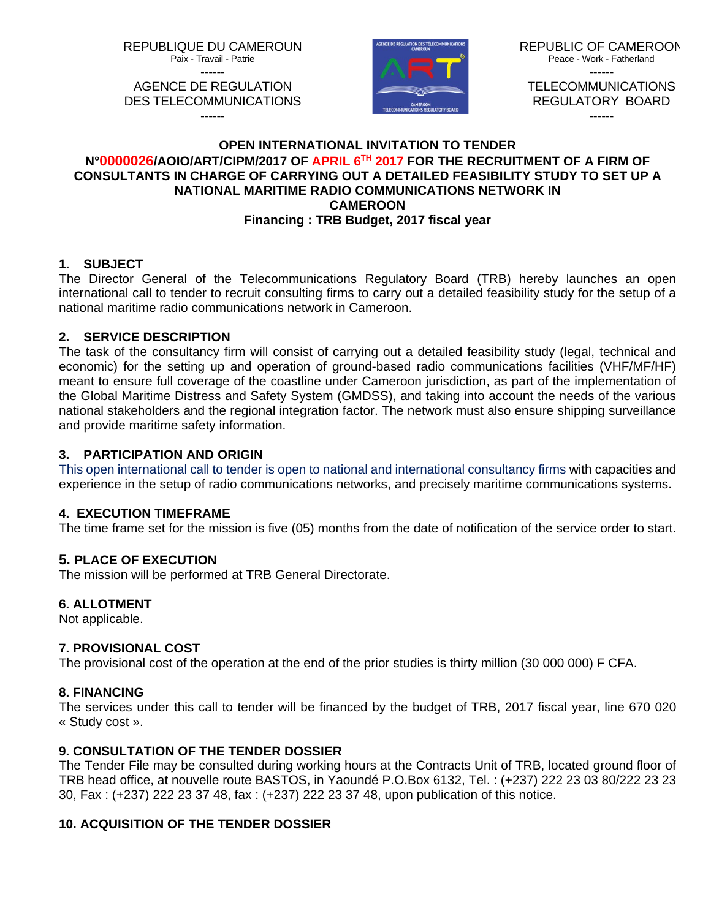REPUBLIQUE DU CAMEROUN
Paix - Travail - Patrie
------
AGENCE DE REGULATION DES TELECOMMUNICATIONS
------

REPUBLIC OF CAMEROON
Peace - Work - Fatherland
------
TELECOMMUNICATIONS REGULATORY BOARD
------

**OPEN INTERNATIONAL INVITATION TO TENDER**
**N°0000026/AOIO/ART/CIPM/2017 OF APRIL 6TH 2017 FOR THE RECRUITMENT OF A FIRM OF CONSULTANTS IN CHARGE OF CARRYING OUT A DETAILED FEASIBILITY STUDY TO SET UP A NATIONAL MARITIME RADIO COMMUNICATIONS NETWORK IN CAMEROON**
**Financing : TRB Budget, 2017 fiscal year**

## 1. SUBJECT

The Director General of the Telecommunications Regulatory Board (TRB) hereby launches an open international call to tender to recruit consulting firms to carry out a detailed feasibility study for the setup of a national maritime radio communications network in Cameroon.

## 2. SERVICE DESCRIPTION

The task of the consultancy firm will consist of carrying out a detailed feasibility study (legal, technical and economic) for the setting up and operation of ground-based radio communications facilities (VHF/MF/HF) meant to ensure full coverage of the coastline under Cameroon jurisdiction, as part of the implementation of the Global Maritime Distress and Safety System (GMDSS), and taking into account the needs of the various national stakeholders and the regional integration factor. The network must also ensure shipping surveillance and provide maritime safety information.

## 3. PARTICIPATION AND ORIGIN

This open international call to tender is open to national and international consultancy firms with capacities and experience in the setup of radio communications networks, and precisely maritime communications systems.

## 4. EXECUTION TIMEFRAME

The time frame set for the mission is five (05) months from the date of notification of the service order to start.

## 5. PLACE OF EXECUTION

The mission will be performed at TRB General Directorate.

## 6. ALLOTMENT

Not applicable.

## 7. PROVISIONAL COST

The provisional cost of the operation at the end of the prior studies is thirty million (30 000 000) F CFA.

## 8. FINANCING

The services under this call to tender will be financed by the budget of TRB, 2017 fiscal year, line 670 020 « Study cost ».

## 9. CONSULTATION OF THE TENDER DOSSIER

The Tender File may be consulted during working hours at the Contracts Unit of TRB, located ground floor of TRB head office, at nouvelle route BASTOS, in Yaoundé P.O.Box 6132, Tel. : (+237) 222 23 03 80/222 23 23 30, Fax : (+237) 222 23 37 48, fax : (+237) 222 23 37 48, upon publication of this notice.

## 10. ACQUISITION OF THE TENDER DOSSIER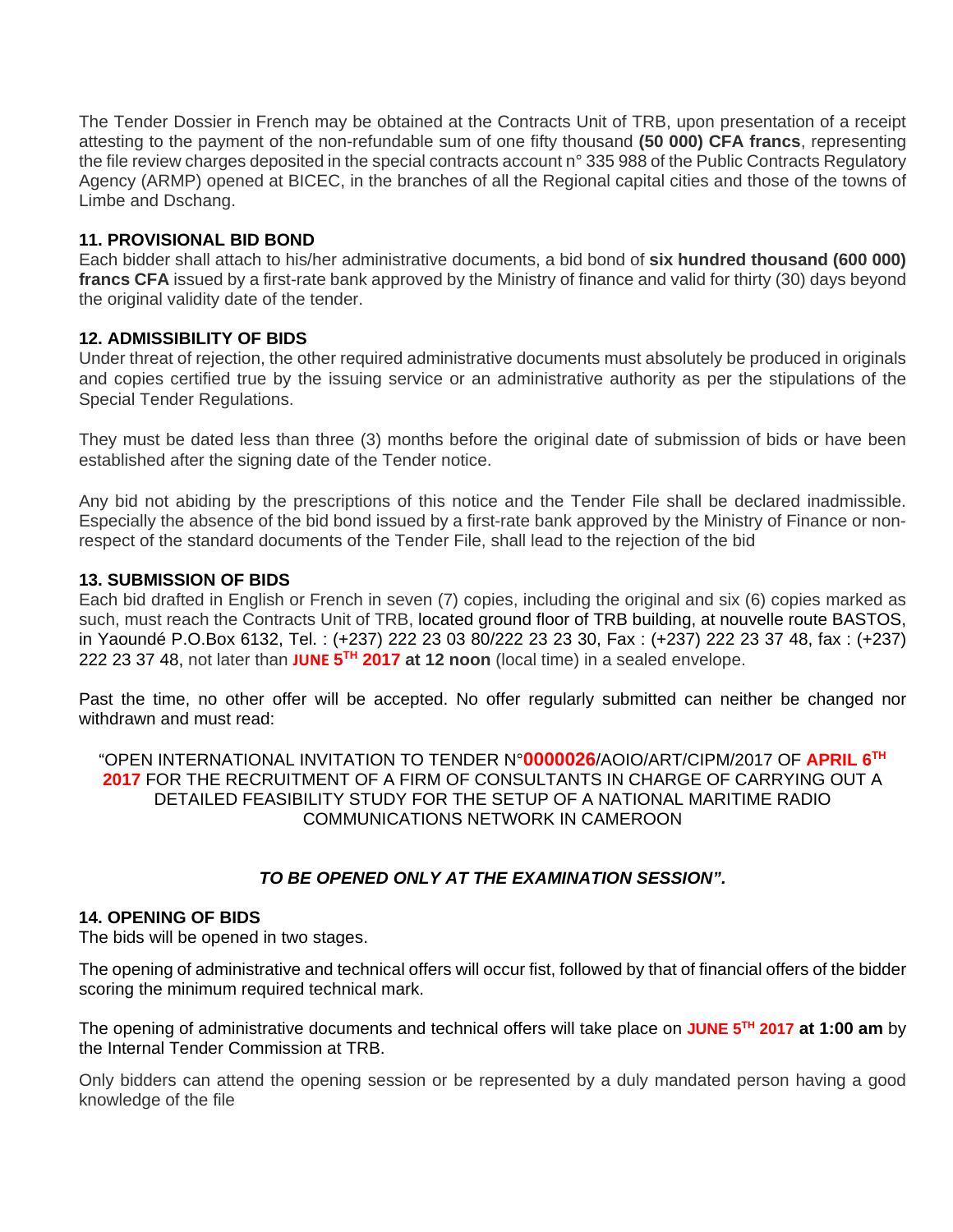The Tender Dossier in French may be obtained at the Contracts Unit of TRB, upon presentation of a receipt attesting to the payment of the non-refundable sum of one fifty thousand **(50 000) CFA francs**, representing the file review charges deposited in the special contracts account n° 335 988 of the Public Contracts Regulatory Agency (ARMP) opened at BICEC, in the branches of all the Regional capital cities and those of the towns of Limbe and Dschang.

### 11. PROVISIONAL BID BOND

Each bidder shall attach to his/her administrative documents, a bid bond of **six hundred thousand (600 000) francs CFA** issued by a first-rate bank approved by the Ministry of finance and valid for thirty (30) days beyond the original validity date of the tender.

### 12. ADMISSIBILITY OF BIDS

Under threat of rejection, the other required administrative documents must absolutely be produced in originals and copies certified true by the issuing service or an administrative authority as per the stipulations of the Special Tender Regulations.

They must be dated less than three (3) months before the original date of submission of bids or have been established after the signing date of the Tender notice.

Any bid not abiding by the prescriptions of this notice and the Tender File shall be declared inadmissible. Especially the absence of the bid bond issued by a first-rate bank approved by the Ministry of Finance or non-respect of the standard documents of the Tender File, shall lead to the rejection of the bid

### 13. SUBMISSION OF BIDS

Each bid drafted in English or French in seven (7) copies, including the original and six (6) copies marked as such, must reach the Contracts Unit of TRB, located ground floor of TRB building, at nouvelle route BASTOS, in Yaoundé P.O.Box 6132, Tel. : (+237) 222 23 03 80/222 23 23 30, Fax : (+237) 222 23 37 48, fax : (+237) 222 23 37 48, not later than **JUNE 5TH 2017 at 12 noon** (local time) in a sealed envelope.

Past the time, no other offer will be accepted. No offer regularly submitted can neither be changed nor withdrawn and must read:

"OPEN INTERNATIONAL INVITATION TO TENDER N°**0000026**/AOIO/ART/CIPM/2017 OF **APRIL 6TH 2017** FOR THE RECRUITMENT OF A FIRM OF CONSULTANTS IN CHARGE OF CARRYING OUT A DETAILED FEASIBILITY STUDY FOR THE SETUP OF A NATIONAL MARITIME RADIO COMMUNICATIONS NETWORK IN CAMEROON

***TO BE OPENED ONLY AT THE EXAMINATION SESSION".***

### 14. OPENING OF BIDS

The bids will be opened in two stages.

The opening of administrative and technical offers will occur fist, followed by that of financial offers of the bidder scoring the minimum required technical mark.

The opening of administrative documents and technical offers will take place on **JUNE 5TH 2017 at 1:00 am** by the Internal Tender Commission at TRB.

Only bidders can attend the opening session or be represented by a duly mandated person having a good knowledge of the file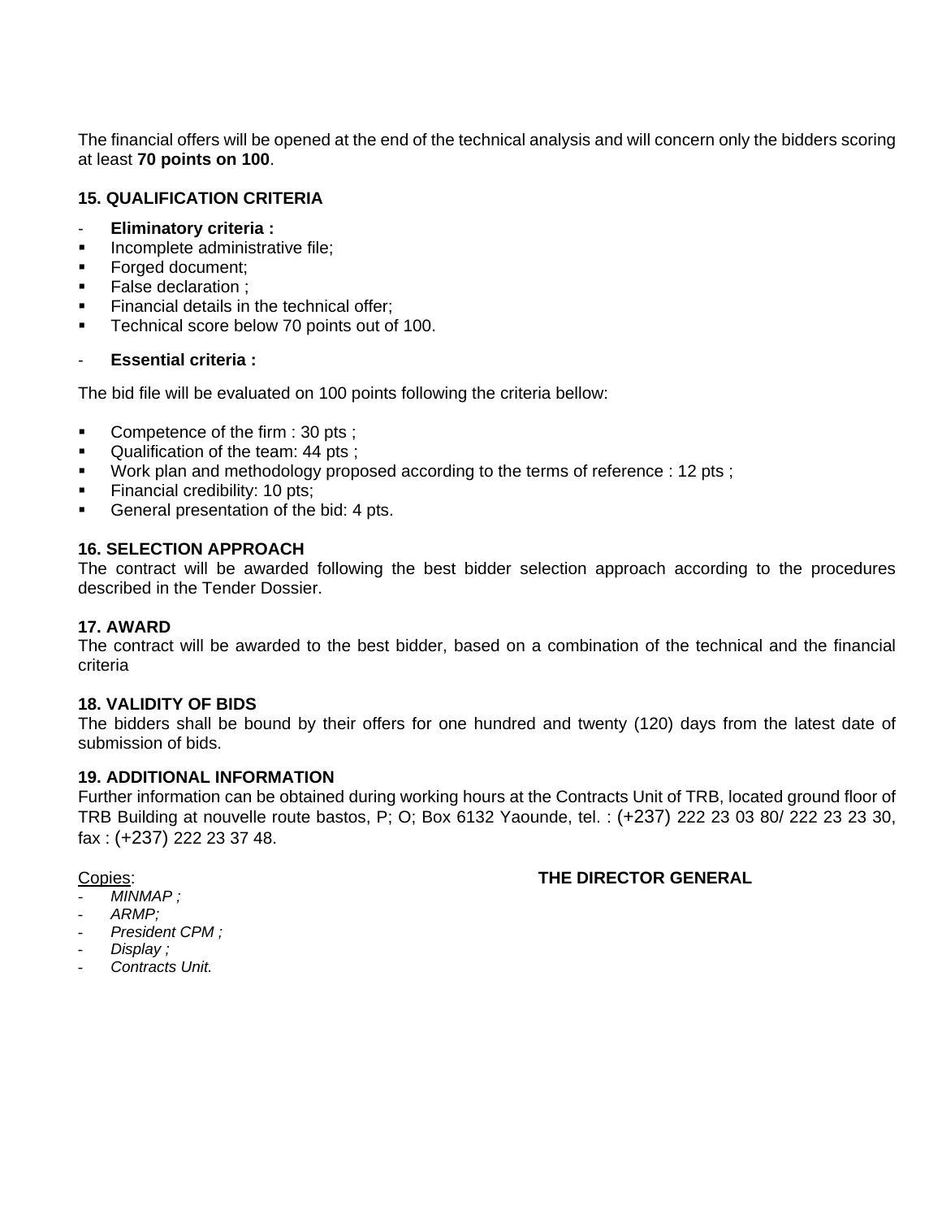The financial offers will be opened at the end of the technical analysis and will concern only the bidders scoring at least **70 points on 100**.

**15. QUALIFICATION CRITERIA**

- **Eliminatory criteria :**
  - Incomplete administrative file;
  - Forged document;
  - False declaration ;
  - Financial details in the technical offer;
  - Technical score below 70 points out of 100.

- **Essential criteria :**

The bid file will be evaluated on 100 points following the criteria bellow:

- Competence of the firm : 30 pts ;
- Qualification of the team: 44 pts ;
- Work plan and methodology proposed according to the terms of reference : 12 pts ;
- Financial credibility: 10 pts;
- General presentation of the bid: 4 pts.

**16. SELECTION APPROACH**

The contract will be awarded following the best bidder selection approach according to the procedures described in the Tender Dossier.

**17. AWARD**

The contract will be awarded to the best bidder, based on a combination of the technical and the financial criteria

**18. VALIDITY OF BIDS**

The bidders shall be bound by their offers for one hundred and twenty (120) days from the latest date of submission of bids.

**19. ADDITIONAL INFORMATION**

Further information can be obtained during working hours at the Contracts Unit of TRB, located ground floor of TRB Building at nouvelle route bastos, P; O; Box 6132 Yaounde, tel. : (+237) 222 23 03 80/ 222 23 23 30, fax : (+237) 222 23 37 48.

**THE DIRECTOR GENERAL**

Copies:

- *MINMAP ;*
- *ARMP;*
- *President CPM ;*
- *Display ;*
- *Contracts Unit.*